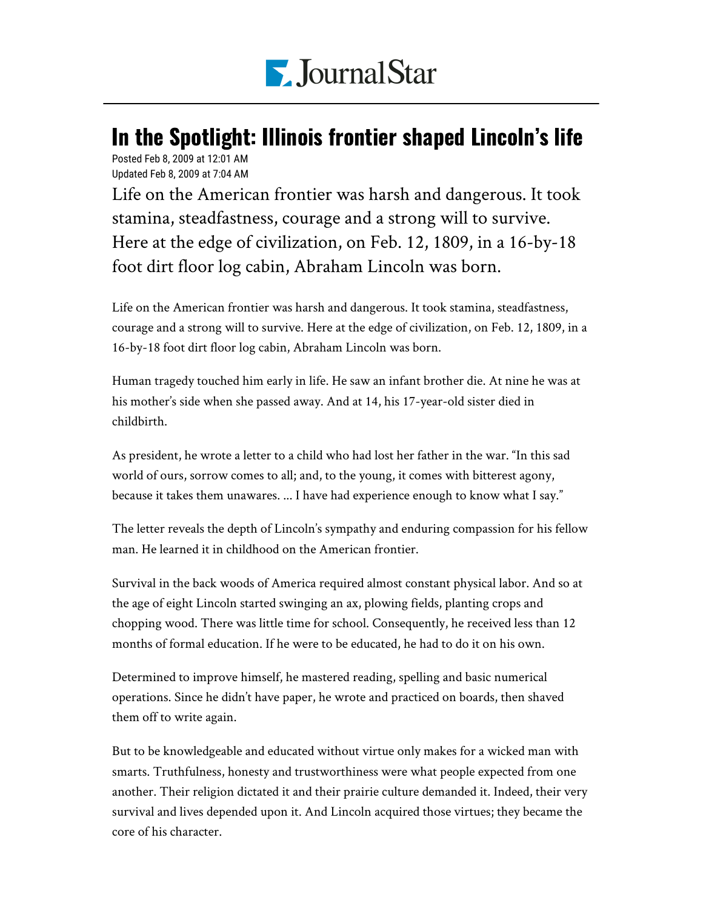# In the Spotlight: Illinois frontier shaped Lincoln's life

Posted Feb 8, 2009 at 12:01 AM
Updated Feb 8, 2009 at 7:04 AM

Life on the American frontier was harsh and dangerous. It took stamina, steadfastness, courage and a strong will to survive. Here at the edge of civilization, on Feb. 12, 1809, in a 16-by-18 foot dirt floor log cabin, Abraham Lincoln was born.

Life on the American frontier was harsh and dangerous. It took stamina, steadfastness, courage and a strong will to survive. Here at the edge of civilization, on Feb. 12, 1809, in a 16-by-18 foot dirt floor log cabin, Abraham Lincoln was born.

Human tragedy touched him early in life. He saw an infant brother die. At nine he was at his mother's side when she passed away. And at 14, his 17-year-old sister died in childbirth.

As president, he wrote a letter to a child who had lost her father in the war. "In this sad world of ours, sorrow comes to all; and, to the young, it comes with bitterest agony, because it takes them unawares. ... I have had experience enough to know what I say."

The letter reveals the depth of Lincoln's sympathy and enduring compassion for his fellow man. He learned it in childhood on the American frontier.

Survival in the back woods of America required almost constant physical labor. And so at the age of eight Lincoln started swinging an ax, plowing fields, planting crops and chopping wood. There was little time for school. Consequently, he received less than 12 months of formal education. If he were to be educated, he had to do it on his own.

Determined to improve himself, he mastered reading, spelling and basic numerical operations. Since he didn't have paper, he wrote and practiced on boards, then shaved them off to write again.

But to be knowledgeable and educated without virtue only makes for a wicked man with smarts. Truthfulness, honesty and trustworthiness were what people expected from one another. Their religion dictated it and their prairie culture demanded it. Indeed, their very survival and lives depended upon it. And Lincoln acquired those virtues; they became the core of his character.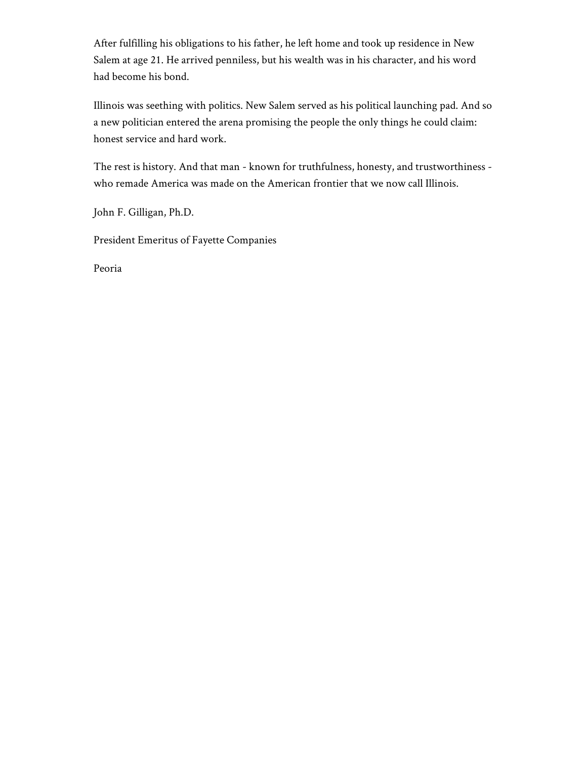After fulfilling his obligations to his father, he left home and took up residence in New Salem at age 21. He arrived penniless, but his wealth was in his character, and his word had become his bond.

Illinois was seething with politics. New Salem served as his political launching pad. And so a new politician entered the arena promising the people the only things he could claim: honest service and hard work.

The rest is history. And that man - known for truthfulness, honesty, and trustworthiness - who remade America was made on the American frontier that we now call Illinois.

John F. Gilligan, Ph.D.

President Emeritus of Fayette Companies

Peoria